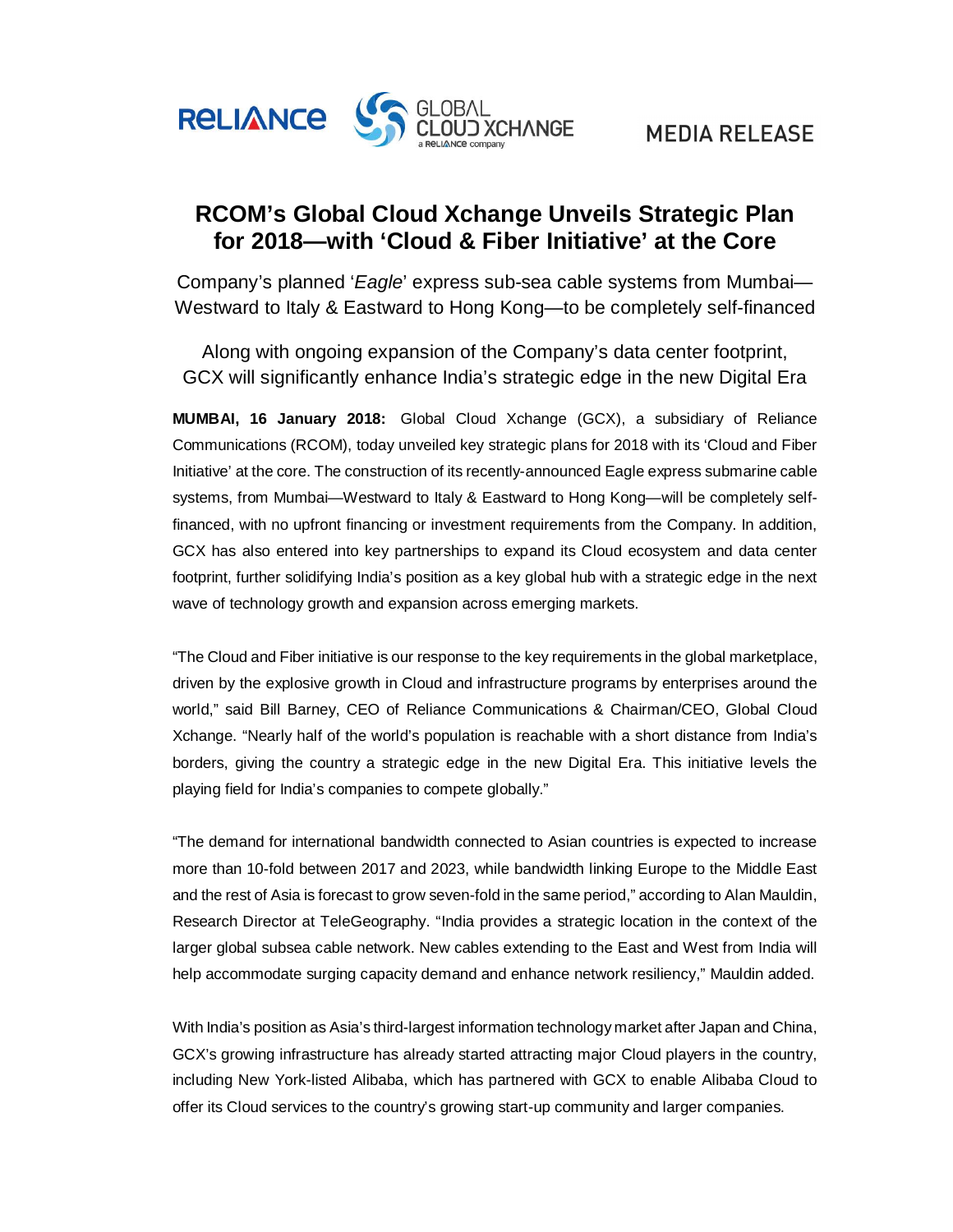RELIANCE | GLOBAL CLOUD XCHANGE a RELIANCE company | MEDIA RELEASE

# RCOM's Global Cloud Xchange Unveils Strategic Plan for 2018—with 'Cloud & Fiber Initiative' at the Core

Company's planned '*Eagle*' express sub-sea cable systems from Mumbai—Westward to Italy & Eastward to Hong Kong—to be completely self-financed

Along with ongoing expansion of the Company's data center footprint, GCX will significantly enhance India's strategic edge in the new Digital Era

**MUMBAI, 16 January 2018:** Global Cloud Xchange (GCX), a subsidiary of Reliance Communications (RCOM), today unveiled key strategic plans for 2018 with its 'Cloud and Fiber Initiative' at the core. The construction of its recently-announced Eagle express submarine cable systems, from Mumbai—Westward to Italy & Eastward to Hong Kong—will be completely self-financed, with no upfront financing or investment requirements from the Company. In addition, GCX has also entered into key partnerships to expand its Cloud ecosystem and data center footprint, further solidifying India's position as a key global hub with a strategic edge in the next wave of technology growth and expansion across emerging markets.

"The Cloud and Fiber initiative is our response to the key requirements in the global marketplace, driven by the explosive growth in Cloud and infrastructure programs by enterprises around the world," said Bill Barney, CEO of Reliance Communications & Chairman/CEO, Global Cloud Xchange. "Nearly half of the world's population is reachable with a short distance from India's borders, giving the country a strategic edge in the new Digital Era. This initiative levels the playing field for India's companies to compete globally."

"The demand for international bandwidth connected to Asian countries is expected to increase more than 10-fold between 2017 and 2023, while bandwidth linking Europe to the Middle East and the rest of Asia is forecast to grow seven-fold in the same period," according to Alan Mauldin, Research Director at TeleGeography. "India provides a strategic location in the context of the larger global subsea cable network. New cables extending to the East and West from India will help accommodate surging capacity demand and enhance network resiliency," Mauldin added.

With India's position as Asia's third-largest information technology market after Japan and China, GCX's growing infrastructure has already started attracting major Cloud players in the country, including New York-listed Alibaba, which has partnered with GCX to enable Alibaba Cloud to offer its Cloud services to the country's growing start-up community and larger companies.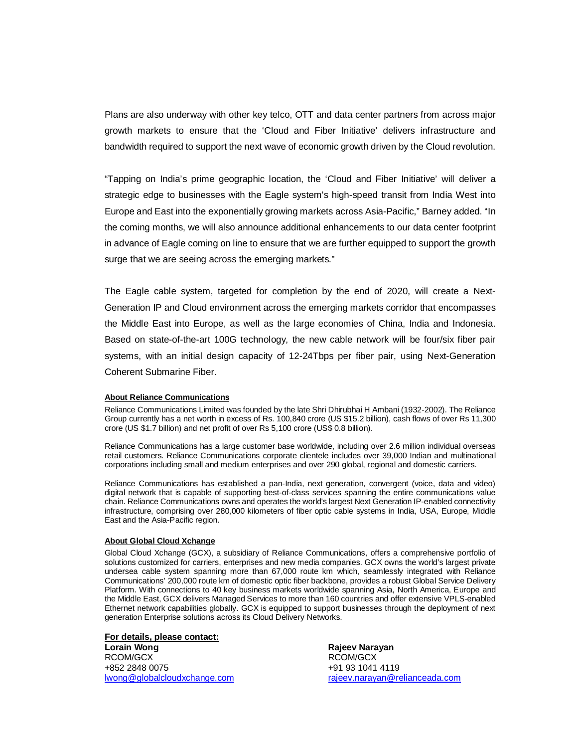Plans are also underway with other key telco, OTT and data center partners from across major growth markets to ensure that the 'Cloud and Fiber Initiative' delivers infrastructure and bandwidth required to support the next wave of economic growth driven by the Cloud revolution.

"Tapping on India's prime geographic location, the 'Cloud and Fiber Initiative' will deliver a strategic edge to businesses with the Eagle system's high-speed transit from India West into Europe and East into the exponentially growing markets across Asia-Pacific," Barney added. "In the coming months, we will also announce additional enhancements to our data center footprint in advance of Eagle coming on line to ensure that we are further equipped to support the growth surge that we are seeing across the emerging markets."

The Eagle cable system, targeted for completion by the end of 2020, will create a Next-Generation IP and Cloud environment across the emerging markets corridor that encompasses the Middle East into Europe, as well as the large economies of China, India and Indonesia. Based on state-of-the-art 100G technology, the new cable network will be four/six fiber pair systems, with an initial design capacity of 12-24Tbps per fiber pair, using Next-Generation Coherent Submarine Fiber.

**About Reliance Communications**

Reliance Communications Limited was founded by the late Shri Dhirubhai H Ambani (1932-2002). The Reliance Group currently has a net worth in excess of Rs. 100,840 crore (US $15.2 billion), cash flows of over Rs 11,300 crore (US $1.7 billion) and net profit of over Rs 5,100 crore (US$ 0.8 billion).

Reliance Communications has a large customer base worldwide, including over 2.6 million individual overseas retail customers. Reliance Communications corporate clientele includes over 39,000 Indian and multinational corporations including small and medium enterprises and over 290 global, regional and domestic carriers.

Reliance Communications has established a pan-India, next generation, convergent (voice, data and video) digital network that is capable of supporting best-of-class services spanning the entire communications value chain. Reliance Communications owns and operates the world's largest Next Generation IP-enabled connectivity infrastructure, comprising over 280,000 kilometers of fiber optic cable systems in India, USA, Europe, Middle East and the Asia-Pacific region.

**About Global Cloud Xchange**

Global Cloud Xchange (GCX), a subsidiary of Reliance Communications, offers a comprehensive portfolio of solutions customized for carriers, enterprises and new media companies. GCX owns the world's largest private undersea cable system spanning more than 67,000 route km which, seamlessly integrated with Reliance Communications' 200,000 route km of domestic optic fiber backbone, provides a robust Global Service Delivery Platform. With connections to 40 key business markets worldwide spanning Asia, North America, Europe and the Middle East, GCX delivers Managed Services to more than 160 countries and offer extensive VPLS-enabled Ethernet network capabilities globally. GCX is equipped to support businesses through the deployment of next generation Enterprise solutions across its Cloud Delivery Networks.

**For details, please contact:**

**Lorain Wong**
RCOM/GCX
+852 2848 0075
lwong@globalcloudxchange.com

**Rajeev Narayan**
RCOM/GCX
+91 93 1041 4119
rajeev.narayan@relianceada.com